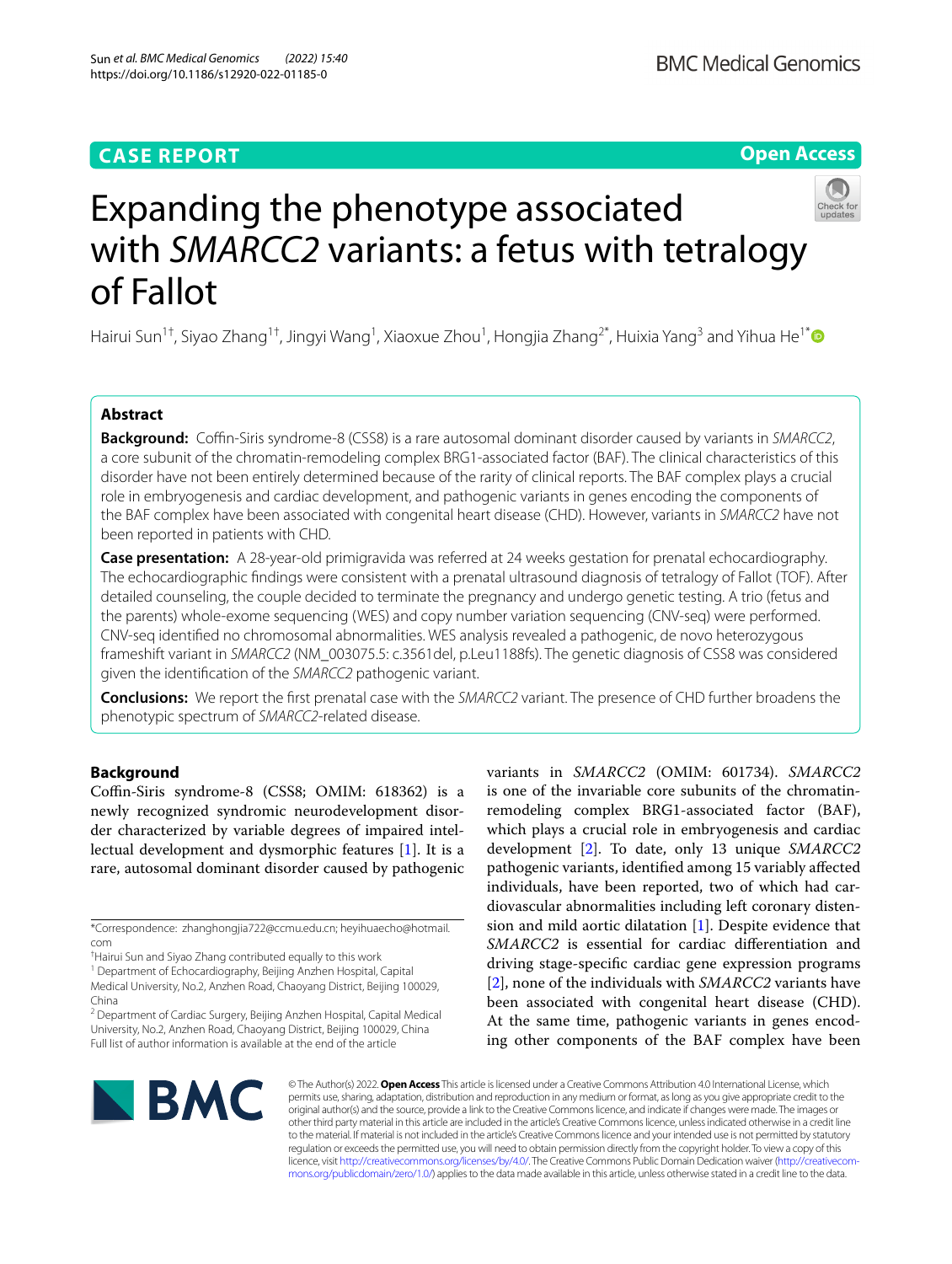CASE REPORT

Open Access

# Expanding the phenotype associated with *SMARCC2* variants: a fetus with tetralogy of Fallot

Hairui Sun[1†], Siyao Zhang[1†], Jingyi Wang[1], Xiaoxue Zhou[1], Hongjia Zhang[2*], Huixia Yang[3] and Yihua He[1*]

## Abstract

**Background:** Coffin-Siris syndrome-8 (CSS8) is a rare autosomal dominant disorder caused by variants in *SMARCC2*, a core subunit of the chromatin-remodeling complex BRG1-associated factor (BAF). The clinical characteristics of this disorder have not been entirely determined because of the rarity of clinical reports. The BAF complex plays a crucial role in embryogenesis and cardiac development, and pathogenic variants in genes encoding the components of the BAF complex have been associated with congenital heart disease (CHD). However, variants in *SMARCC2* have not been reported in patients with CHD.

**Case presentation:** A 28-year-old primigravida was referred at 24 weeks gestation for prenatal echocardiography. The echocardiographic findings were consistent with a prenatal ultrasound diagnosis of tetralogy of Fallot (TOF). After detailed counseling, the couple decided to terminate the pregnancy and undergo genetic testing. A trio (fetus and the parents) whole-exome sequencing (WES) and copy number variation sequencing (CNV-seq) were performed. CNV-seq identified no chromosomal abnormalities. WES analysis revealed a pathogenic, de novo heterozygous frameshift variant in *SMARCC2* (NM_003075.5: c.3561del, p.Leu1188fs). The genetic diagnosis of CSS8 was considered given the identification of the *SMARCC2* pathogenic variant.

**Conclusions:** We report the first prenatal case with the *SMARCC2* variant. The presence of CHD further broadens the phenotypic spectrum of *SMARCC2*-related disease.

## Background

Coffin-Siris syndrome-8 (CSS8; OMIM: 618362) is a newly recognized syndromic neurodevelopment disorder characterized by variable degrees of impaired intellectual development and dysmorphic features [1]. It is a rare, autosomal dominant disorder caused by pathogenic variants in *SMARCC2* (OMIM: 601734). *SMARCC2* is one of the invariable core subunits of the chromatin-remodeling complex BRG1-associated factor (BAF), which plays a crucial role in embryogenesis and cardiac development [2]. To date, only 13 unique *SMARCC2* pathogenic variants, identified among 15 variably affected individuals, have been reported, two of which had cardiovascular abnormalities including left coronary distension and mild aortic dilatation [1]. Despite evidence that *SMARCC2* is essential for cardiac differentiation and driving stage-specific cardiac gene expression programs [2], none of the individuals with *SMARCC2* variants have been associated with congenital heart disease (CHD). At the same time, pathogenic variants in genes encoding other components of the BAF complex have been

*Correspondence: zhanghongjia722@ccmu.edu.cn; heyihuaecho@hotmail.com

†Hairui Sun and Siyao Zhang contributed equally to this work

[1] Department of Echocardiography, Beijing Anzhen Hospital, Capital Medical University, No.2, Anzhen Road, Chaoyang District, Beijing 100029, China

[2] Department of Cardiac Surgery, Beijing Anzhen Hospital, Capital Medical University, No.2, Anzhen Road, Chaoyang District, Beijing 100029, China

Full list of author information is available at the end of the article

© The Author(s) 2022. **Open Access** This article is licensed under a Creative Commons Attribution 4.0 International License, which permits use, sharing, adaptation, distribution and reproduction in any medium or format, as long as you give appropriate credit to the original author(s) and the source, provide a link to the Creative Commons licence, and indicate if changes were made. The images or other third party material in this article are included in the article's Creative Commons licence, unless indicated otherwise in a credit line to the material. If material is not included in the article's Creative Commons licence and your intended use is not permitted by statutory regulation or exceeds the permitted use, you will need to obtain permission directly from the copyright holder. To view a copy of this licence, visit http://creativecommons.org/licenses/by/4.0/. The Creative Commons Public Domain Dedication waiver (http://creativecommons.org/publicdomain/zero/1.0/) applies to the data made available in this article, unless otherwise stated in a credit line to the data.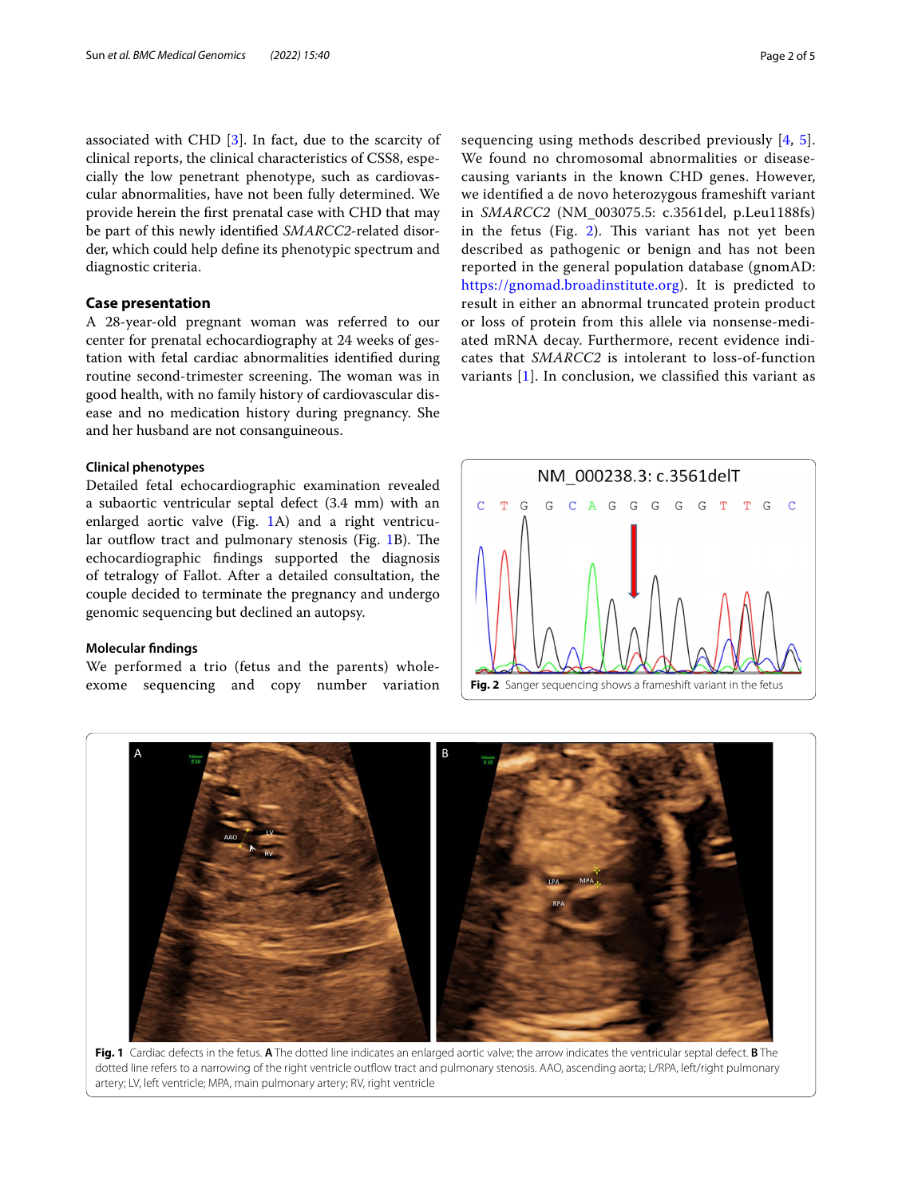associated with CHD [3]. In fact, due to the scarcity of clinical reports, the clinical characteristics of CSS8, especially the low penetrant phenotype, such as cardiovascular abnormalities, have not been fully determined. We provide herein the first prenatal case with CHD that may be part of this newly identified *SMARCC2*-related disorder, which could help define its phenotypic spectrum and diagnostic criteria.

## Case presentation

A 28-year-old pregnant woman was referred to our center for prenatal echocardiography at 24 weeks of gestation with fetal cardiac abnormalities identified during routine second-trimester screening. The woman was in good health, with no family history of cardiovascular disease and no medication history during pregnancy. She and her husband are not consanguineous.

### Clinical phenotypes

Detailed fetal echocardiographic examination revealed a subaortic ventricular septal defect (3.4 mm) with an enlarged aortic valve (Fig. 1A) and a right ventricular outflow tract and pulmonary stenosis (Fig. 1B). The echocardiographic findings supported the diagnosis of tetralogy of Fallot. After a detailed consultation, the couple decided to terminate the pregnancy and undergo genomic sequencing but declined an autopsy.

### Molecular findings

We performed a trio (fetus and the parents) whole-exome sequencing and copy number variation sequencing using methods described previously [4, 5]. We found no chromosomal abnormalities or disease-causing variants in the known CHD genes. However, we identified a de novo heterozygous frameshift variant in *SMARCC2* (NM_003075.5: c.3561del, p.Leu1188fs) in the fetus (Fig. 2). This variant has not yet been described as pathogenic or benign and has not been reported in the general population database (gnomAD: https://gnomad.broadinstitute.org). It is predicted to result in either an abnormal truncated protein product or loss of protein from this allele via nonsense-mediated mRNA decay. Furthermore, recent evidence indicates that *SMARCC2* is intolerant to loss-of-function variants [1]. In conclusion, we classified this variant as

**Fig. 2** Sanger sequencing shows a frameshift variant in the fetus

**Fig. 1** Cardiac defects in the fetus. **A** The dotted line indicates an enlarged aortic valve; the arrow indicates the ventricular septal defect. **B** The dotted line refers to a narrowing of the right ventricle outflow tract and pulmonary stenosis. AAO, ascending aorta; L/RPA, left/right pulmonary artery; LV, left ventricle; MPA, main pulmonary artery; RV, right ventricle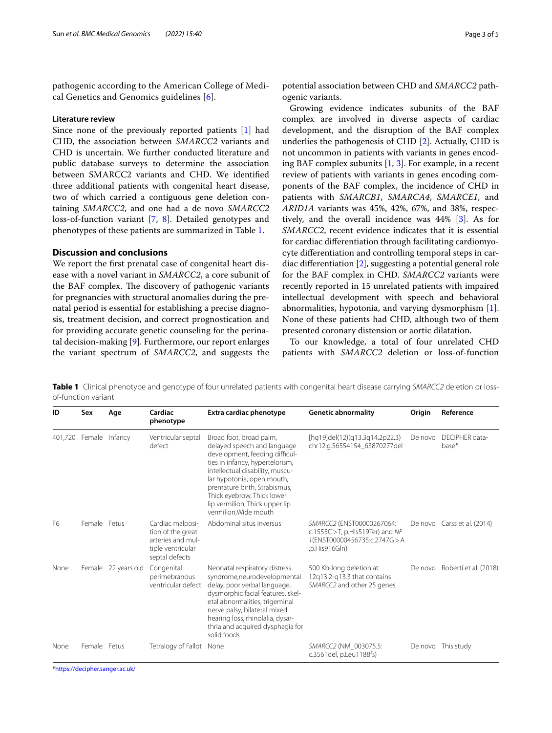pathogenic according to the American College of Medical Genetics and Genomics guidelines [6].

### Literature review

Since none of the previously reported patients [1] had CHD, the association between *SMARCC2* variants and CHD is uncertain. We further conducted literature and public database surveys to determine the association between SMARCC2 variants and CHD. We identified three additional patients with congenital heart disease, two of which carried a contiguous gene deletion containing *SMARCC2*, and one had a de novo *SMARCC2* loss-of-function variant [7, 8]. Detailed genotypes and phenotypes of these patients are summarized in Table 1.

## Discussion and conclusions

We report the first prenatal case of congenital heart disease with a novel variant in *SMARCC2*, a core subunit of the BAF complex. The discovery of pathogenic variants for pregnancies with structural anomalies during the prenatal period is essential for establishing a precise diagnosis, treatment decision, and correct prognostication and for providing accurate genetic counseling for the perinatal decision-making [9]. Furthermore, our report enlarges the variant spectrum of *SMARCC2*, and suggests the potential association between CHD and *SMARCC2* pathogenic variants.

Growing evidence indicates subunits of the BAF complex are involved in diverse aspects of cardiac development, and the disruption of the BAF complex underlies the pathogenesis of CHD [2]. Actually, CHD is not uncommon in patients with variants in genes encoding BAF complex subunits [1, 3]. For example, in a recent review of patients with variants in genes encoding components of the BAF complex, the incidence of CHD in patients with *SMARCB1*, *SMARCA4*, *SMARCE1*, and *ARID1A* variants was 45%, 42%, 67%, and 38%, respectively, and the overall incidence was 44% [3]. As for *SMARCC2*, recent evidence indicates that it is essential for cardiac differentiation through facilitating cardiomyocyte differentiation and controlling temporal steps in cardiac differentiation [2], suggesting a potential general role for the BAF complex in CHD. *SMARCC2* variants were recently reported in 15 unrelated patients with impaired intellectual development with speech and behavioral abnormalities, hypotonia, and varying dysmorphism [1]. None of these patients had CHD, although two of them presented coronary distension or aortic dilatation.

To our knowledge, a total of four unrelated CHD patients with *SMARCC2* deletion or loss-of-function

**Table 1** Clinical phenotype and genotype of four unrelated patients with congenital heart disease carrying *SMARCC2* deletion or loss-of-function variant

| ID | Sex | Age | Cardiac phenotype | Extra cardiac phenotype | Genetic abnormality | Origin | Reference |
|---|---|---|---|---|---|---|---|
| 401,720 | Female | Infancy | Ventricular septal defect | Broad foot, broad palm, delayed speech and language development, feeding difficulties in infancy, hypertelorism, intellectual disability, muscular hypotonia, open mouth, premature birth, Strabismus, Thick eyebrow, Thick lower lip vermilion, Thick upper lip vermilion,Wide mouth | [hg19]del(12)(q13.3q14.2p22.3) chr12:g.56554154_63870277del | De novo | DECIPHER database* |
| F6 | Female | Fetus | Cardiac malposition of the great arteries and multiple ventricular septal defects | Abdominal situs inversus | *SMARCC2* (ENST00000267064: c.1555C > T, p.His519Ter) and *NF 1*(ENST00000456735:c.2747G > A ,p.His916Gln) | De novo | Carss et al. (2014) |
| None | Female | 22 years old | Congenital perimebranous ventricular defect | Neonatal respiratory distress syndrome,neurodevelopmental delay, poor verbal language, dysmorphic facial features, skeletal abnormalities, trigeminal nerve palsy, bilateral mixed hearing loss, rhinolalia, dysarthria and acquired dysphagia for solid foods | 500 Kb-long deletion at 12q13.2-q13.3 that contains *SMARCC2* and other 25 genes | De novo | Roberti et al. (2018) |
| None | Female | Fetus | Tetralogy of Fallot | None | *SMARCC2* (NM_003075.5: c.3561del, p.Leu1188fs) | De novo | This study |

*https://decipher.sanger.ac.uk/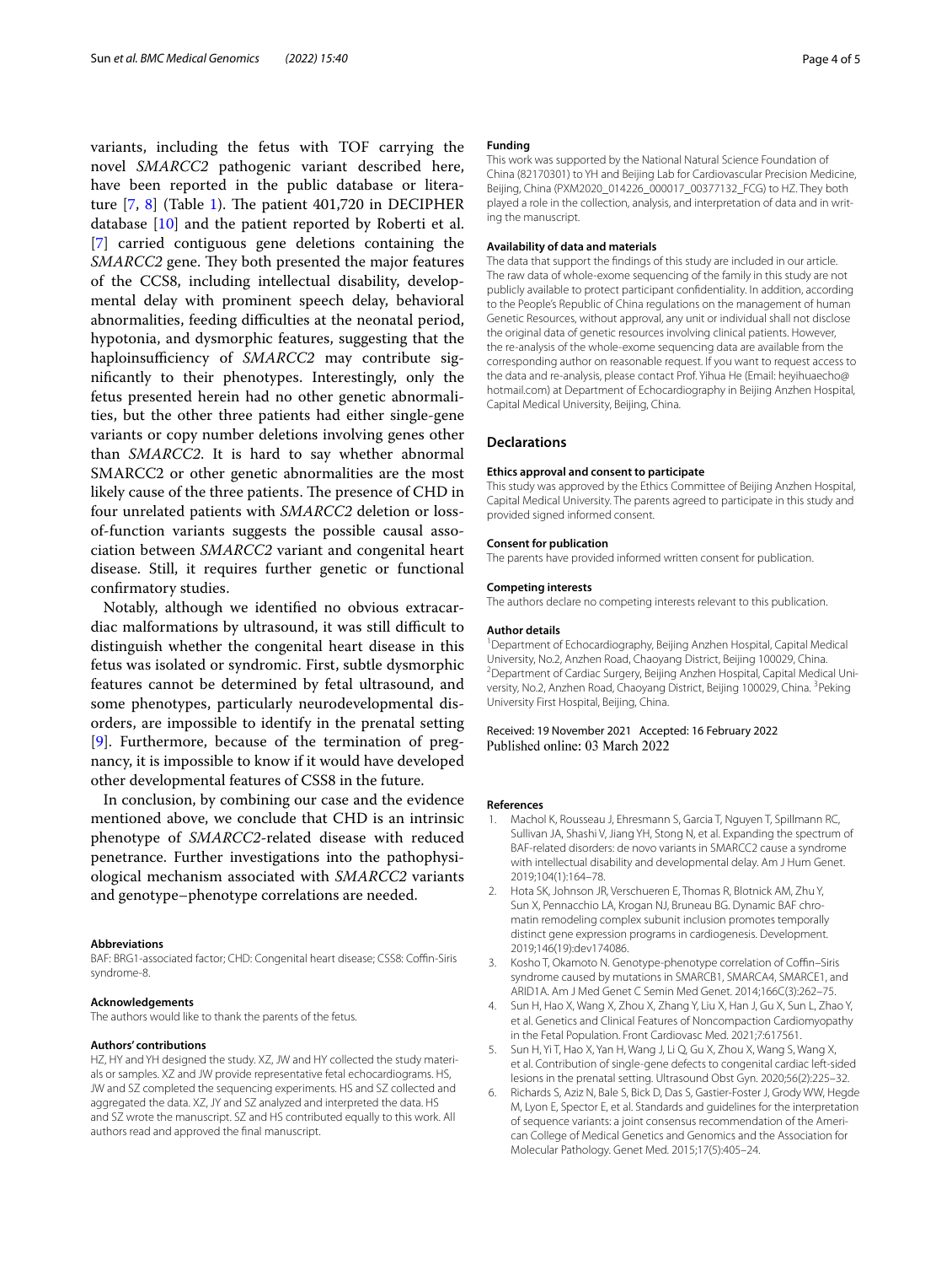variants, including the fetus with TOF carrying the novel *SMARCC2* pathogenic variant described here, have been reported in the public database or literature [7, 8] (Table 1). The patient 401,720 in DECIPHER database [10] and the patient reported by Roberti et al. [7] carried contiguous gene deletions containing the *SMARCC2* gene. They both presented the major features of the CCS8, including intellectual disability, developmental delay with prominent speech delay, behavioral abnormalities, feeding difficulties at the neonatal period, hypotonia, and dysmorphic features, suggesting that the haploinsufficiency of *SMARCC2* may contribute significantly to their phenotypes. Interestingly, only the fetus presented herein had no other genetic abnormalities, but the other three patients had either single-gene variants or copy number deletions involving genes other than *SMARCC2.* It is hard to say whether abnormal SMARCC2 or other genetic abnormalities are the most likely cause of the three patients. The presence of CHD in four unrelated patients with *SMARCC2* deletion or loss-of-function variants suggests the possible causal association between *SMARCC2* variant and congenital heart disease. Still, it requires further genetic or functional confirmatory studies.

Notably, although we identified no obvious extracardiac malformations by ultrasound, it was still difficult to distinguish whether the congenital heart disease in this fetus was isolated or syndromic. First, subtle dysmorphic features cannot be determined by fetal ultrasound, and some phenotypes, particularly neurodevelopmental disorders, are impossible to identify in the prenatal setting [9]. Furthermore, because of the termination of pregnancy, it is impossible to know if it would have developed other developmental features of CSS8 in the future.

In conclusion, by combining our case and the evidence mentioned above, we conclude that CHD is an intrinsic phenotype of *SMARCC2*-related disease with reduced penetrance. Further investigations into the pathophysiological mechanism associated with *SMARCC2* variants and genotype–phenotype correlations are needed.

#### Abbreviations
BAF: BRG1-associated factor; CHD: Congenital heart disease; CSS8: Coffin-Siris syndrome-8.

#### Acknowledgements
The authors would like to thank the parents of the fetus.

#### Authors' contributions
HZ, HY and YH designed the study. XZ, JW and HY collected the study materials or samples. XZ and JW provide representative fetal echocardiograms. HS, JW and SZ completed the sequencing experiments. HS and SZ collected and aggregated the data. XZ, JY and SZ analyzed and interpreted the data. HS and SZ wrote the manuscript. SZ and HS contributed equally to this work. All authors read and approved the final manuscript.

#### Funding
This work was supported by the National Natural Science Foundation of China (82170301) to YH and Beijing Lab for Cardiovascular Precision Medicine, Beijing, China (PXM2020_014226_000017_00377132_FCG) to HZ. They both played a role in the collection, analysis, and interpretation of data and in writing the manuscript.

#### Availability of data and materials
The data that support the findings of this study are included in our article. The raw data of whole-exome sequencing of the family in this study are not publicly available to protect participant confidentiality. In addition, according to the People's Republic of China regulations on the management of human Genetic Resources, without approval, any unit or individual shall not disclose the original data of genetic resources involving clinical patients. However, the re-analysis of the whole-exome sequencing data are available from the corresponding author on reasonable request. If you want to request access to the data and re-analysis, please contact Prof. Yihua He (Email: heyihuaecho@hotmail.com) at Department of Echocardiography in Beijing Anzhen Hospital, Capital Medical University, Beijing, China.

## Declarations

#### Ethics approval and consent to participate
This study was approved by the Ethics Committee of Beijing Anzhen Hospital, Capital Medical University. The parents agreed to participate in this study and provided signed informed consent.

#### Consent for publication
The parents have provided informed written consent for publication.

#### Competing interests
The authors declare no competing interests relevant to this publication.

#### Author details
[1]Department of Echocardiography, Beijing Anzhen Hospital, Capital Medical University, No.2, Anzhen Road, Chaoyang District, Beijing 100029, China. [2]Department of Cardiac Surgery, Beijing Anzhen Hospital, Capital Medical University, No.2, Anzhen Road, Chaoyang District, Beijing 100029, China. [3]Peking University First Hospital, Beijing, China.

Received: 19 November 2021 Accepted: 16 February 2022
Published online: 03 March 2022

#### References
1. Machol K, Rousseau J, Ehresmann S, Garcia T, Nguyen T, Spillmann RC, Sullivan JA, Shashi V, Jiang YH, Stong N, et al. Expanding the spectrum of BAF-related disorders: de novo variants in SMARCC2 cause a syndrome with intellectual disability and developmental delay. Am J Hum Genet. 2019;104(1):164–78.
2. Hota SK, Johnson JR, Verschueren E, Thomas R, Blotnick AM, Zhu Y, Sun X, Pennacchio LA, Krogan NJ, Bruneau BG. Dynamic BAF chromatin remodeling complex subunit inclusion promotes temporally distinct gene expression programs in cardiogenesis. Development. 2019;146(19):dev174086.
3. Kosho T, Okamoto N. Genotype-phenotype correlation of Coffin–Siris syndrome caused by mutations in SMARCB1, SMARCA4, SMARCE1, and ARID1A. Am J Med Genet C Semin Med Genet. 2014;166C(3):262–75.
4. Sun H, Hao X, Wang X, Zhou X, Zhang Y, Liu X, Han J, Gu X, Sun L, Zhao Y, et al. Genetics and Clinical Features of Noncompaction Cardiomyopathy in the Fetal Population. Front Cardiovasc Med. 2021;7:617561.
5. Sun H, Yi T, Hao X, Yan H, Wang J, Li Q, Gu X, Zhou X, Wang S, Wang X, et al. Contribution of single-gene defects to congenital cardiac left-sided lesions in the prenatal setting. Ultrasound Obst Gyn. 2020;56(2):225–32.
6. Richards S, Aziz N, Bale S, Bick D, Das S, Gastier-Foster J, Grody WW, Hegde M, Lyon E, Spector E, et al. Standards and guidelines for the interpretation of sequence variants: a joint consensus recommendation of the American College of Medical Genetics and Genomics and the Association for Molecular Pathology. Genet Med. 2015;17(5):405–24.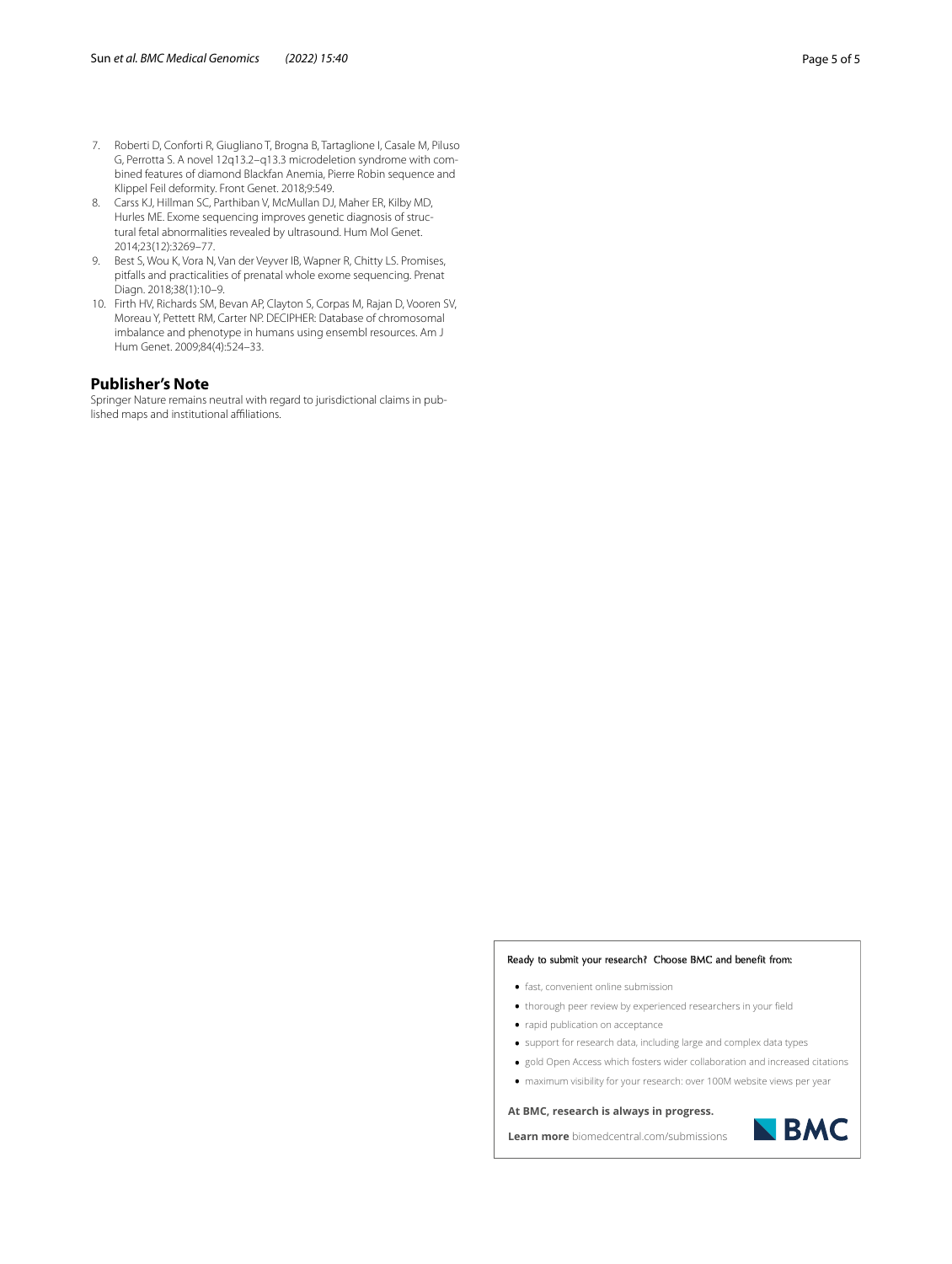7. Roberti D, Conforti R, Giugliano T, Brogna B, Tartaglione I, Casale M, Piluso G, Perrotta S. A novel 12q13.2–q13.3 microdeletion syndrome with combined features of diamond Blackfan Anemia, Pierre Robin sequence and Klippel Feil deformity. Front Genet. 2018;9:549.
8. Carss KJ, Hillman SC, Parthiban V, McMullan DJ, Maher ER, Kilby MD, Hurles ME. Exome sequencing improves genetic diagnosis of structural fetal abnormalities revealed by ultrasound. Hum Mol Genet. 2014;23(12):3269–77.
9. Best S, Wou K, Vora N, Van der Veyver IB, Wapner R, Chitty LS. Promises, pitfalls and practicalities of prenatal whole exome sequencing. Prenat Diagn. 2018;38(1):10–9.
10. Firth HV, Richards SM, Bevan AP, Clayton S, Corpas M, Rajan D, Vooren SV, Moreau Y, Pettett RM, Carter NP. DECIPHER: Database of chromosomal imbalance and phenotype in humans using ensembl resources. Am J Hum Genet. 2009;84(4):524–33.

## Publisher's Note

Springer Nature remains neutral with regard to jurisdictional claims in published maps and institutional affiliations.

Ready to submit your research? Choose BMC and benefit from:

- fast, convenient online submission
- thorough peer review by experienced researchers in your field
- rapid publication on acceptance
- support for research data, including large and complex data types
- gold Open Access which fosters wider collaboration and increased citations
- maximum visibility for your research: over 100M website views per year

**At BMC, research is always in progress.**

**Learn more** biomedcentral.com/submissions

BMC